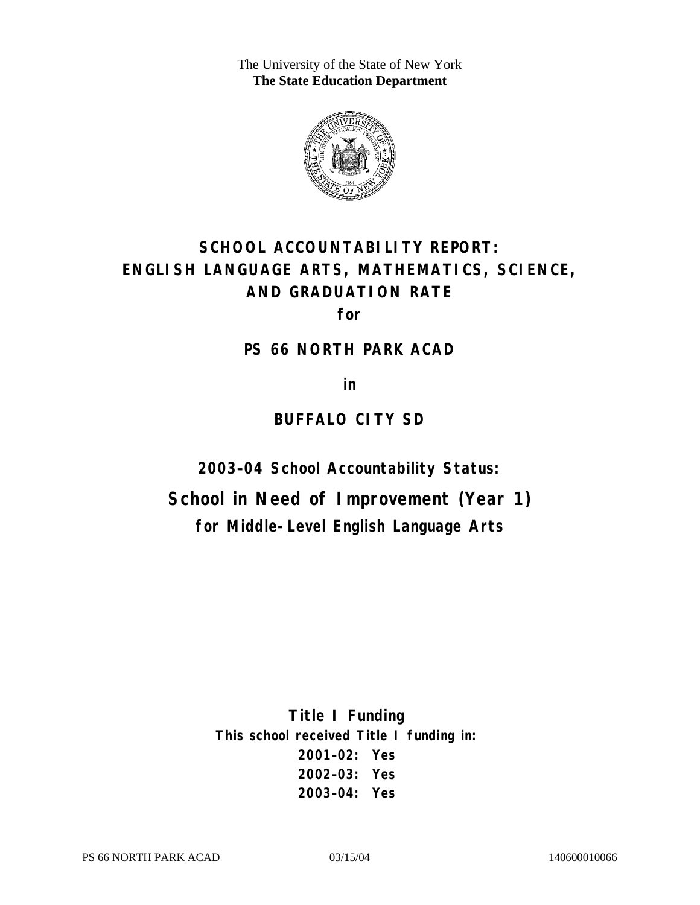The University of the State of New York
**The State Education Department**

# SCHOOL ACCOUNTABILITY REPORT: ENGLISH LANGUAGE ARTS, MATHEMATICS, SCIENCE, AND GRADUATION RATE

**for**

## PS 66 NORTH PARK ACAD

**in**

## BUFFALO CITY SD

### 2003–04 School Accountability Status:

## School in Need of Improvement (Year 1)

**for Middle-Level English Language Arts**

### Title I Funding

**This school received Title I funding in:**

**2001–02: Yes**
**2002–03: Yes**
**2003–04: Yes**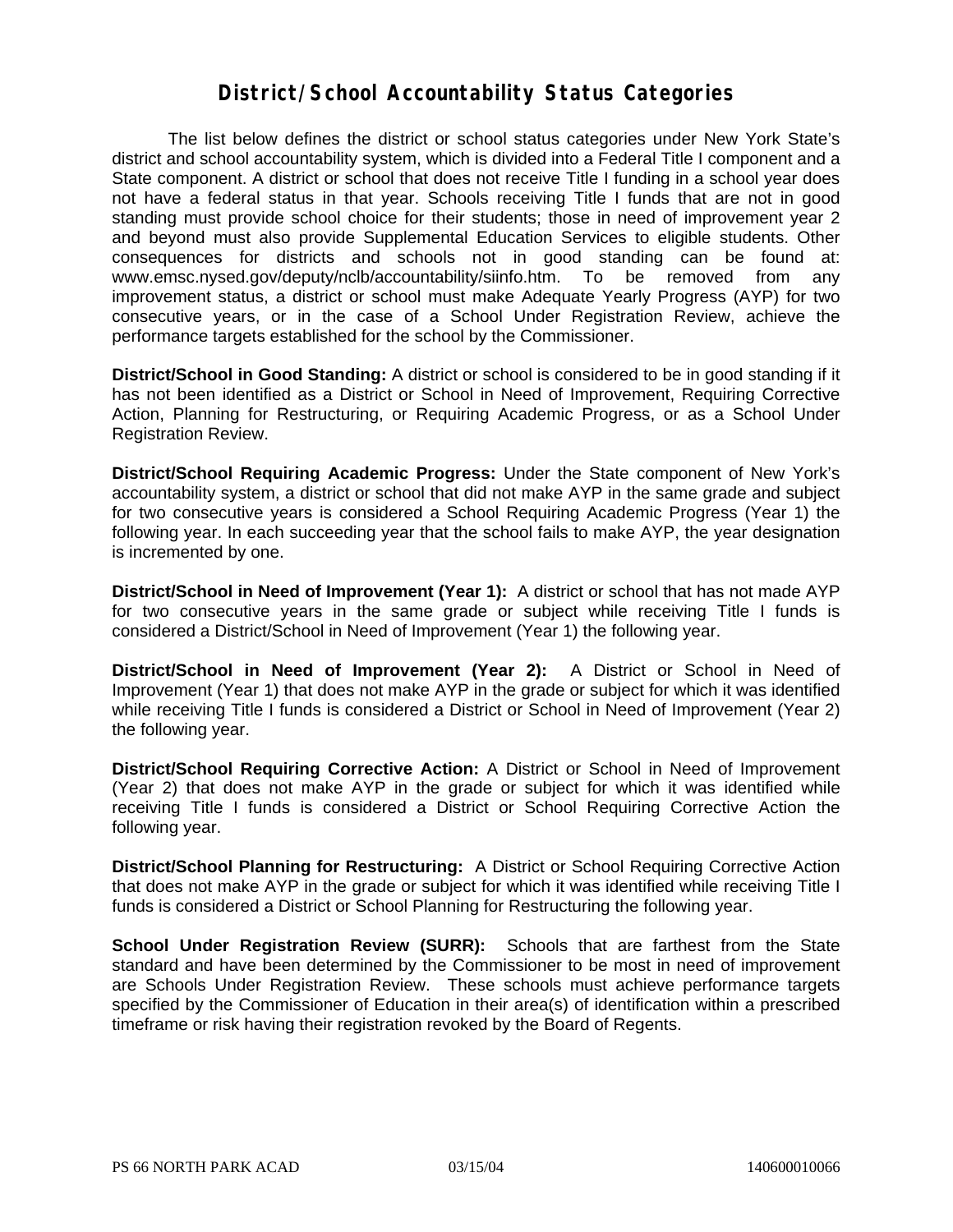# District/School Accountability Status Categories

The list below defines the district or school status categories under New York State's district and school accountability system, which is divided into a Federal Title I component and a State component. A district or school that does not receive Title I funding in a school year does not have a federal status in that year. Schools receiving Title I funds that are not in good standing must provide school choice for their students; those in need of improvement year 2 and beyond must also provide Supplemental Education Services to eligible students. Other consequences for districts and schools not in good standing can be found at: www.emsc.nysed.gov/deputy/nclb/accountability/siinfo.htm. To be removed from any improvement status, a district or school must make Adequate Yearly Progress (AYP) for two consecutive years, or in the case of a School Under Registration Review, achieve the performance targets established for the school by the Commissioner.

**District/School in Good Standing:** A district or school is considered to be in good standing if it has not been identified as a District or School in Need of Improvement, Requiring Corrective Action, Planning for Restructuring, or Requiring Academic Progress, or as a School Under Registration Review.

**District/School Requiring Academic Progress:** Under the State component of New York's accountability system, a district or school that did not make AYP in the same grade and subject for two consecutive years is considered a School Requiring Academic Progress (Year 1) the following year. In each succeeding year that the school fails to make AYP, the year designation is incremented by one.

**District/School in Need of Improvement (Year 1):** A district or school that has not made AYP for two consecutive years in the same grade or subject while receiving Title I funds is considered a District/School in Need of Improvement (Year 1) the following year.

**District/School in Need of Improvement (Year 2):** A District or School in Need of Improvement (Year 1) that does not make AYP in the grade or subject for which it was identified while receiving Title I funds is considered a District or School in Need of Improvement (Year 2) the following year.

**District/School Requiring Corrective Action:** A District or School in Need of Improvement (Year 2) that does not make AYP in the grade or subject for which it was identified while receiving Title I funds is considered a District or School Requiring Corrective Action the following year.

**District/School Planning for Restructuring:** A District or School Requiring Corrective Action that does not make AYP in the grade or subject for which it was identified while receiving Title I funds is considered a District or School Planning for Restructuring the following year.

**School Under Registration Review (SURR):** Schools that are farthest from the State standard and have been determined by the Commissioner to be most in need of improvement are Schools Under Registration Review. These schools must achieve performance targets specified by the Commissioner of Education in their area(s) of identification within a prescribed timeframe or risk having their registration revoked by the Board of Regents.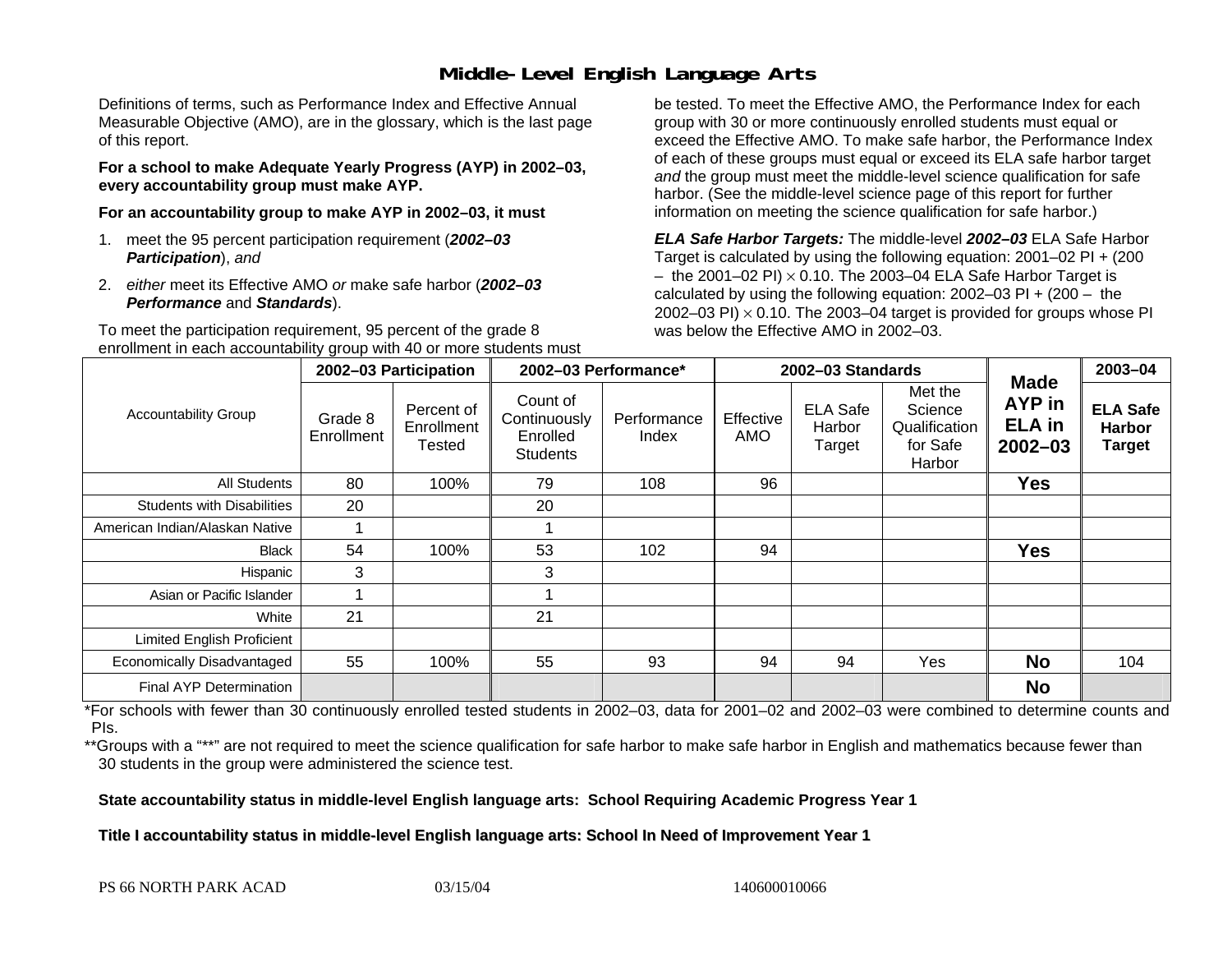# Middle-Level English Language Arts

Definitions of terms, such as Performance Index and Effective Annual Measurable Objective (AMO), are in the glossary, which is the last page of this report.

**For a school to make Adequate Yearly Progress (AYP) in 2002–03, every accountability group must make AYP.**

**For an accountability group to make AYP in 2002–03, it must**

1. meet the 95 percent participation requirement (***2002–03 Participation***), *and*
2. *either* meet its Effective AMO *or* make safe harbor (***2002–03 Performance*** and ***Standards***).

To meet the participation requirement, 95 percent of the grade 8 enrollment in each accountability group with 40 or more students must be tested. To meet the Effective AMO, the Performance Index for each group with 30 or more continuously enrolled students must equal or exceed the Effective AMO. To make safe harbor, the Performance Index of each of these groups must equal or exceed its ELA safe harbor target *and* the group must meet the middle-level science qualification for safe harbor. (See the middle-level science page of this report for further information on meeting the science qualification for safe harbor.)

***ELA Safe Harbor Targets:*** The middle-level ***2002–03*** ELA Safe Harbor Target is calculated by using the following equation: 2001–02 PI + (200 – the 2001–02 PI) $\times$ 0.10. The 2003–04 ELA Safe Harbor Target is calculated by using the following equation: 2002–03 PI + (200 – the 2002–03 PI) $\times$ 0.10. The 2003–04 target is provided for groups whose PI was below the Effective AMO in 2002–03.

| Accountability Group | 2002–03 Participation | | 2002–03 Performance* | | 2002–03 Standards | | | Made AYP in ELA in 2002–03 | 2003–04 |
|---|---|---|---|---|---|---|---|---|---|
| | Grade 8 Enrollment | Percent of Enrollment Tested | Count of Continuously Enrolled Students | Performance Index | Effective AMO | ELA Safe Harbor Target | Met the Science Qualification for Safe Harbor | | ELA Safe Harbor Target |
| All Students | 80 | 100% | 79 | 108 | 96 | | | **Yes** | |
| Students with Disabilities | 20 | | 20 | | | | | | |
| American Indian/Alaskan Native | 1 | | 1 | | | | | | |
| Black | 54 | 100% | 53 | 102 | 94 | | | **Yes** | |
| Hispanic | 3 | | 3 | | | | | | |
| Asian or Pacific Islander | 1 | | 1 | | | | | | |
| White | 21 | | 21 | | | | | | |
| Limited English Proficient | | | | | | | | | |
| Economically Disadvantaged | 55 | 100% | 55 | 93 | 94 | 94 | Yes | **No** | 104 |
| Final AYP Determination | | | | | | | | **No** | |

*For schools with fewer than 30 continuously enrolled tested students in 2002–03, data for 2001–02 and 2002–03 were combined to determine counts and PIs.

**Groups with a "**" are not required to meet the science qualification for safe harbor to make safe harbor in English and mathematics because fewer than 30 students in the group were administered the science test.

**State accountability status in middle-level English language arts: School Requiring Academic Progress Year 1**

**Title I accountability status in middle-level English language arts: School In Need of Improvement Year 1**

PS 66 NORTH PARK ACAD 03/15/04 140600010066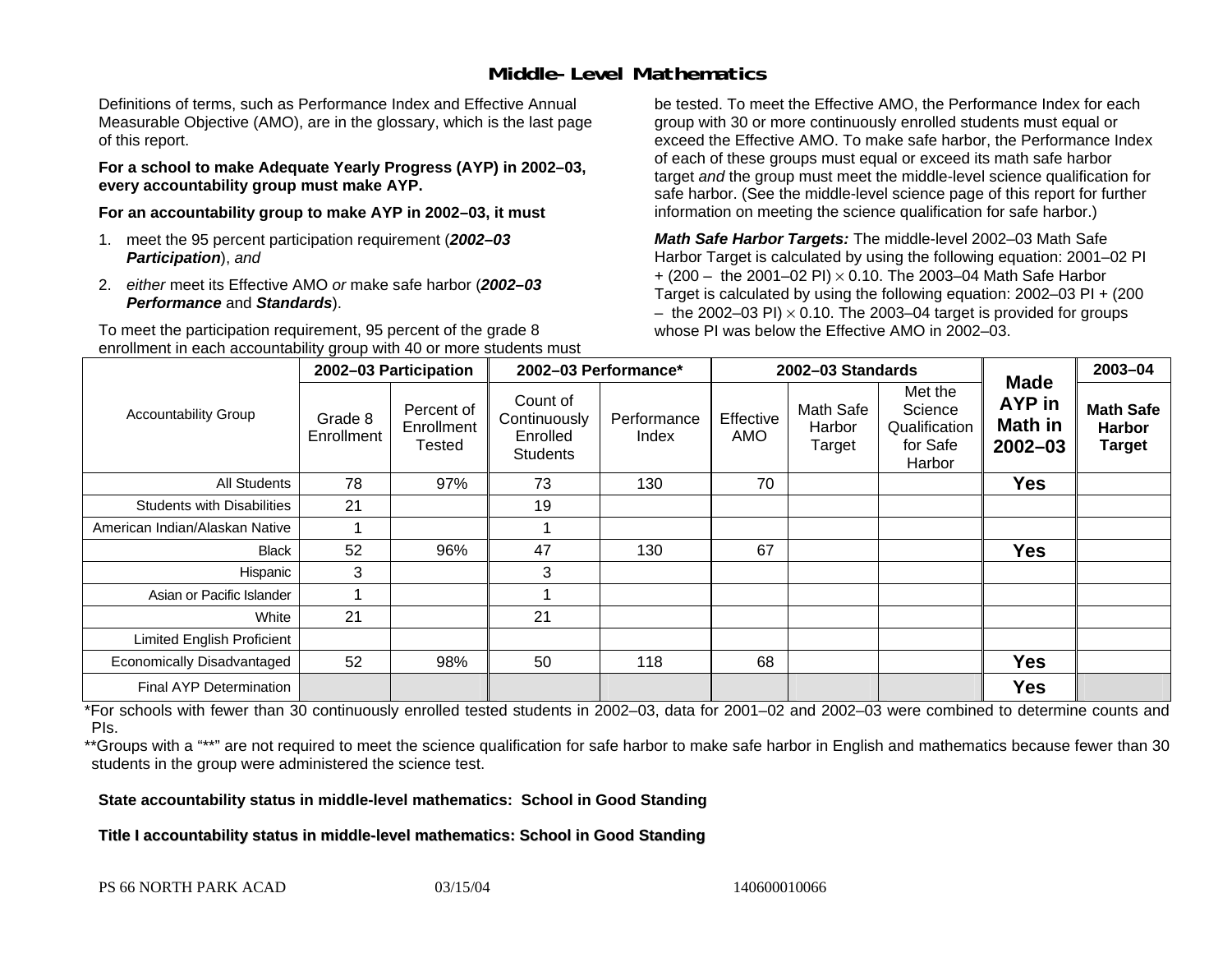# Middle-Level Mathematics

Definitions of terms, such as Performance Index and Effective Annual Measurable Objective (AMO), are in the glossary, which is the last page of this report.

**For a school to make Adequate Yearly Progress (AYP) in 2002–03, every accountability group must make AYP.**

**For an accountability group to make AYP in 2002–03, it must**

1. meet the 95 percent participation requirement (***2002–03 Participation***), *and*
2. *either* meet its Effective AMO *or* make safe harbor (***2002–03 Performance*** and ***Standards***).

To meet the participation requirement, 95 percent of the grade 8 enrollment in each accountability group with 40 or more students must be tested. To meet the Effective AMO, the Performance Index for each group with 30 or more continuously enrolled students must equal or exceed the Effective AMO. To make safe harbor, the Performance Index of each of these groups must equal or exceed its math safe harbor target *and* the group must meet the middle-level science qualification for safe harbor. (See the middle-level science page of this report for further information on meeting the science qualification for safe harbor.)

***Math Safe Harbor Targets:*** The middle-level 2002–03 Math Safe Harbor Target is calculated by using the following equation: 2001–02 PI + (200 – the 2001–02 PI) $\times$ 0.10. The 2003–04 Math Safe Harbor Target is calculated by using the following equation: 2002–03 PI + (200 – the 2002–03 PI) $\times$ 0.10. The 2003–04 target is provided for groups whose PI was below the Effective AMO in 2002–03.

| Accountability Group | 2002–03 Participation | | 2002–03 Performance* | | 2002–03 Standards | | | Made AYP in Math in 2002–03 | 2003–04 |
|---|---|---|---|---|---|---|---|---|---|
| | Grade 8 Enrollment | Percent of Enrollment Tested | Count of Continuously Enrolled Students | Performance Index | Effective AMO | Math Safe Harbor Target | Met the Science Qualification for Safe Harbor | | Math Safe Harbor Target |
| All Students | 78 | 97% | 73 | 130 | 70 | | | Yes | |
| Students with Disabilities | 21 | | 19 | | | | | | |
| American Indian/Alaskan Native | 1 | | 1 | | | | | | |
| Black | 52 | 96% | 47 | 130 | 67 | | | Yes | |
| Hispanic | 3 | | 3 | | | | | | |
| Asian or Pacific Islander | 1 | | 1 | | | | | | |
| White | 21 | | 21 | | | | | | |
| Limited English Proficient | | | | | | | | | |
| Economically Disadvantaged | 52 | 98% | 50 | 118 | 68 | | | Yes | |
| Final AYP Determination | | | | | | | | Yes | |

*For schools with fewer than 30 continuously enrolled tested students in 2002–03, data for 2001–02 and 2002–03 were combined to determine counts and PIs.

**Groups with a "**" are not required to meet the science qualification for safe harbor to make safe harbor in English and mathematics because fewer than 30 students in the group were administered the science test.

**State accountability status in middle-level mathematics: School in Good Standing**

**Title I accountability status in middle-level mathematics: School in Good Standing**

PS 66 NORTH PARK ACAD 03/15/04 140600010066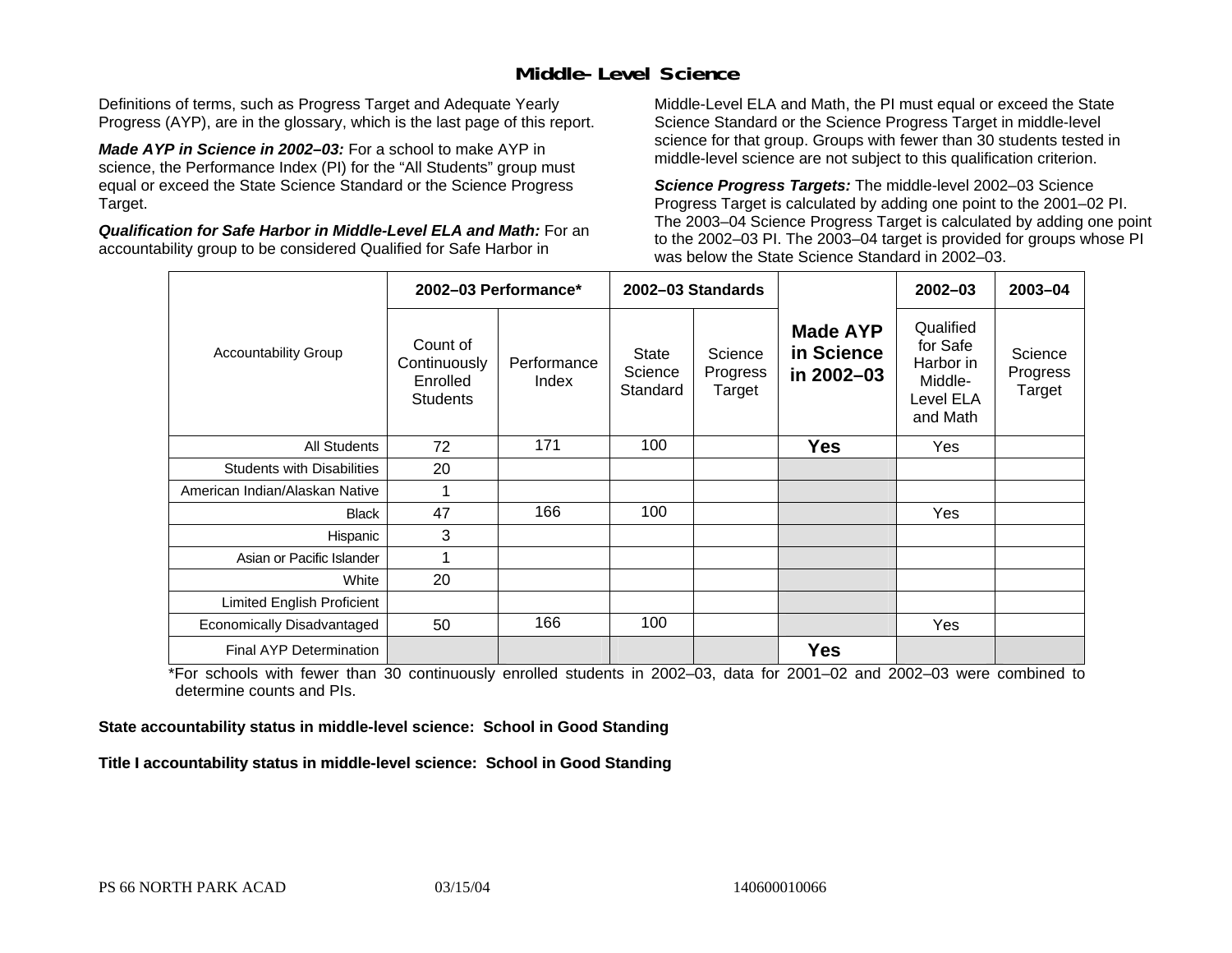## Middle-Level Science

Definitions of terms, such as Progress Target and Adequate Yearly Progress (AYP), are in the glossary, which is the last page of this report.

***Made AYP in Science in 2002–03:*** For a school to make AYP in science, the Performance Index (PI) for the "All Students" group must equal or exceed the State Science Standard or the Science Progress Target.

***Qualification for Safe Harbor in Middle-Level ELA and Math:*** For an accountability group to be considered Qualified for Safe Harbor in Middle-Level ELA and Math, the PI must equal or exceed the State Science Standard or the Science Progress Target in middle-level science for that group. Groups with fewer than 30 students tested in middle-level science are not subject to this qualification criterion.

***Science Progress Targets:*** The middle-level 2002–03 Science Progress Target is calculated by adding one point to the 2001–02 PI. The 2003–04 Science Progress Target is calculated by adding one point to the 2002–03 PI. The 2003–04 target is provided for groups whose PI was below the State Science Standard in 2002–03.

| Accountability Group | 2002–03 Performance* | | 2002–03 Standards | | Made AYP in Science in 2002–03 | 2002–03 | 2003–04 |
|---|---|---|---|---|---|---|---|
| | Count of Continuously Enrolled Students | Performance Index | State Science Standard | Science Progress Target | | Qualified for Safe Harbor in Middle-Level ELA and Math | Science Progress Target |
| All Students | 72 | 171 | 100 | | **Yes** | Yes | |
| Students with Disabilities | 20 | | | | | | |
| American Indian/Alaskan Native | 1 | | | | | | |
| Black | 47 | 166 | 100 | | | Yes | |
| Hispanic | 3 | | | | | | |
| Asian or Pacific Islander | 1 | | | | | | |
| White | 20 | | | | | | |
| Limited English Proficient | | | | | | | |
| Economically Disadvantaged | 50 | 166 | 100 | | | Yes | |
| Final AYP Determination | | | | | **Yes** | | |

*For schools with fewer than 30 continuously enrolled students in 2002–03, data for 2001–02 and 2002–03 were combined to determine counts and PIs.

**State accountability status in middle-level science: School in Good Standing**

**Title I accountability status in middle-level science: School in Good Standing**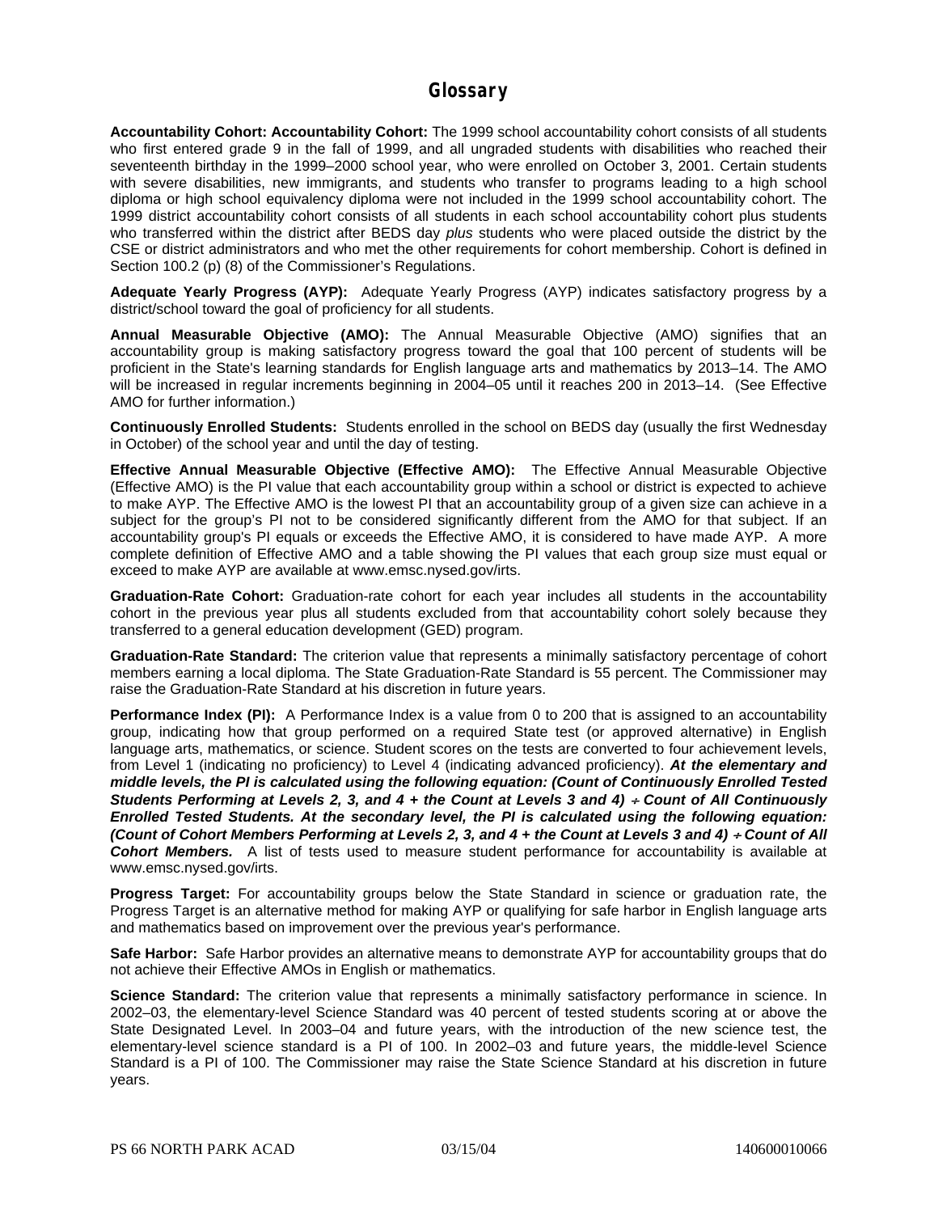# Glossary

**Accountability Cohort: Accountability Cohort:** The 1999 school accountability cohort consists of all students who first entered grade 9 in the fall of 1999, and all ungraded students with disabilities who reached their seventeenth birthday in the 1999–2000 school year, who were enrolled on October 3, 2001. Certain students with severe disabilities, new immigrants, and students who transfer to programs leading to a high school diploma or high school equivalency diploma were not included in the 1999 school accountability cohort. The 1999 district accountability cohort consists of all students in each school accountability cohort plus students who transferred within the district after BEDS day *plus* students who were placed outside the district by the CSE or district administrators and who met the other requirements for cohort membership. Cohort is defined in Section 100.2 (p) (8) of the Commissioner's Regulations.

**Adequate Yearly Progress (AYP):** Adequate Yearly Progress (AYP) indicates satisfactory progress by a district/school toward the goal of proficiency for all students.

**Annual Measurable Objective (AMO):** The Annual Measurable Objective (AMO) signifies that an accountability group is making satisfactory progress toward the goal that 100 percent of students will be proficient in the State's learning standards for English language arts and mathematics by 2013–14. The AMO will be increased in regular increments beginning in 2004–05 until it reaches 200 in 2013–14. (See Effective AMO for further information.)

**Continuously Enrolled Students:** Students enrolled in the school on BEDS day (usually the first Wednesday in October) of the school year and until the day of testing.

**Effective Annual Measurable Objective (Effective AMO):** The Effective Annual Measurable Objective (Effective AMO) is the PI value that each accountability group within a school or district is expected to achieve to make AYP. The Effective AMO is the lowest PI that an accountability group of a given size can achieve in a subject for the group's PI not to be considered significantly different from the AMO for that subject. If an accountability group's PI equals or exceeds the Effective AMO, it is considered to have made AYP. A more complete definition of Effective AMO and a table showing the PI values that each group size must equal or exceed to make AYP are available at www.emsc.nysed.gov/irts.

**Graduation-Rate Cohort:** Graduation-rate cohort for each year includes all students in the accountability cohort in the previous year plus all students excluded from that accountability cohort solely because they transferred to a general education development (GED) program.

**Graduation-Rate Standard:** The criterion value that represents a minimally satisfactory percentage of cohort members earning a local diploma. The State Graduation-Rate Standard is 55 percent. The Commissioner may raise the Graduation-Rate Standard at his discretion in future years.

**Performance Index (PI):** A Performance Index is a value from 0 to 200 that is assigned to an accountability group, indicating how that group performed on a required State test (or approved alternative) in English language arts, mathematics, or science. Student scores on the tests are converted to four achievement levels, from Level 1 (indicating no proficiency) to Level 4 (indicating advanced proficiency). ***At the elementary and middle levels, the PI is calculated using the following equation: (Count of Continuously Enrolled Tested Students Performing at Levels 2, 3, and 4 + the Count at Levels 3 and 4) ÷ Count of All Continuously Enrolled Tested Students. At the secondary level, the PI is calculated using the following equation: (Count of Cohort Members Performing at Levels 2, 3, and 4 + the Count at Levels 3 and 4) ÷ Count of All Cohort Members.*** A list of tests used to measure student performance for accountability is available at www.emsc.nysed.gov/irts.

**Progress Target:** For accountability groups below the State Standard in science or graduation rate, the Progress Target is an alternative method for making AYP or qualifying for safe harbor in English language arts and mathematics based on improvement over the previous year's performance.

**Safe Harbor:** Safe Harbor provides an alternative means to demonstrate AYP for accountability groups that do not achieve their Effective AMOs in English or mathematics.

**Science Standard:** The criterion value that represents a minimally satisfactory performance in science. In 2002–03, the elementary-level Science Standard was 40 percent of tested students scoring at or above the State Designated Level. In 2003–04 and future years, with the introduction of the new science test, the elementary-level science standard is a PI of 100. In 2002–03 and future years, the middle-level Science Standard is a PI of 100. The Commissioner may raise the State Science Standard at his discretion in future years.